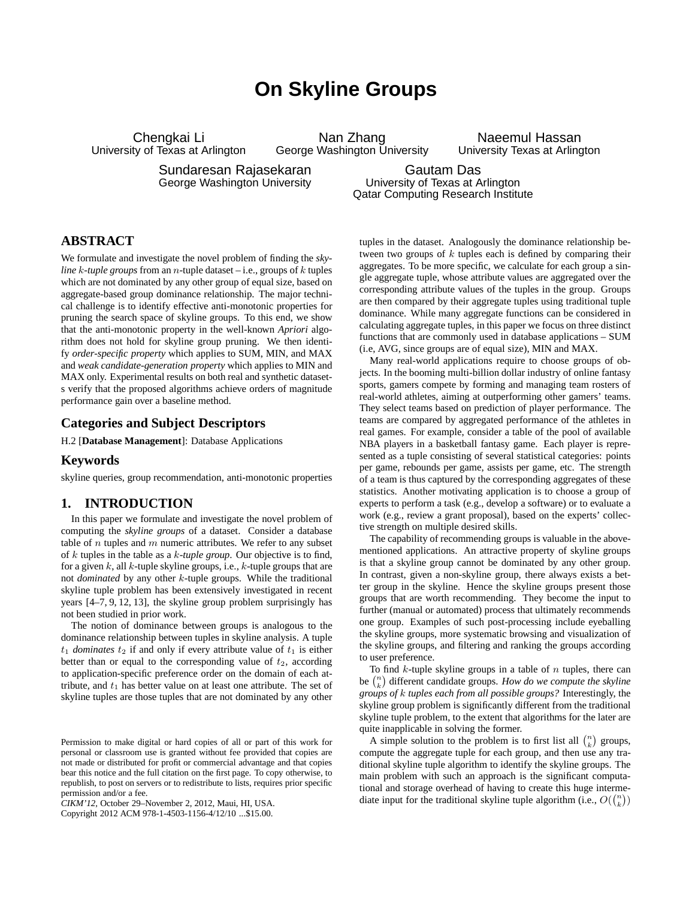# On Skyline Groups

Chengkai Li
University of Texas at Arlington

Nan Zhang
George Washington University

Naeemul Hassan
University Texas at Arlington

Sundaresan Rajasekaran
George Washington University

Gautam Das
University of Texas at Arlington
Qatar Computing Research Institute

## ABSTRACT

We formulate and investigate the novel problem of finding the *skyline $k$-tuple groups* from an $n$-tuple dataset – i.e., groups of $k$ tuples which are not dominated by any other group of equal size, based on aggregate-based group dominance relationship. The major technical challenge is to identify effective anti-monotonic properties for pruning the search space of skyline groups. To this end, we show that the anti-monotonic property in the well-known *Apriori* algorithm does not hold for skyline group pruning. We then identify *order-specific property* which applies to SUM, MIN, and MAX and *weak candidate-generation property* which applies to MIN and MAX only. Experimental results on both real and synthetic datasets verify that the proposed algorithms achieve orders of magnitude performance gain over a baseline method.

## Categories and Subject Descriptors

H.2 [**Database Management**]: Database Applications

## Keywords

skyline queries, group recommendation, anti-monotonic properties

## 1. INTRODUCTION

In this paper we formulate and investigate the novel problem of computing the *skyline groups* of a dataset. Consider a database table of $n$ tuples and $m$ numeric attributes. We refer to any subset of $k$ tuples in the table as a *$k$-tuple group*. Our objective is to find, for a given $k$, all $k$-tuple skyline groups, i.e., $k$-tuple groups that are not *dominated* by any other $k$-tuple groups. While the traditional skyline tuple problem has been extensively investigated in recent years [4–7, 9, 12, 13], the skyline group problem surprisingly has not been studied in prior work.

The notion of dominance between groups is analogous to the dominance relationship between tuples in skyline analysis. A tuple $t_1$ *dominates* $t_2$ if and only if every attribute value of $t_1$ is either better than or equal to the corresponding value of $t_2$, according to application-specific preference order on the domain of each attribute, and $t_1$ has better value on at least one attribute. The set of skyline tuples are those tuples that are not dominated by any other tuples in the dataset. Analogously the dominance relationship between two groups of $k$ tuples each is defined by comparing their aggregates. To be more specific, we calculate for each group a single aggregate tuple, whose attribute values are aggregated over the corresponding attribute values of the tuples in the group. Groups are then compared by their aggregate tuples using traditional tuple dominance. While many aggregate functions can be considered in calculating aggregate tuples, in this paper we focus on three distinct functions that are commonly used in database applications – SUM (i.e, AVG, since groups are of equal size), MIN and MAX.

Many real-world applications require to choose groups of objects. In the booming multi-billion dollar industry of online fantasy sports, gamers compete by forming and managing team rosters of real-world athletes, aiming at outperforming other gamers' teams. They select teams based on prediction of player performance. The teams are compared by aggregated performance of the athletes in real games. For example, consider a table of the pool of available NBA players in a basketball fantasy game. Each player is represented as a tuple consisting of several statistical categories: points per game, rebounds per game, assists per game, etc. The strength of a team is thus captured by the corresponding aggregates of these statistics. Another motivating application is to choose a group of experts to perform a task (e.g., develop a software) or to evaluate a work (e.g., review a grant proposal), based on the experts' collective strength on multiple desired skills.

The capability of recommending groups is valuable in the above-mentioned applications. An attractive property of skyline groups is that a skyline group cannot be dominated by any other group. In contrast, given a non-skyline group, there always exists a better group in the skyline. Hence the skyline groups present those groups that are worth recommending. They become the input to further (manual or automated) process that ultimately recommends one group. Examples of such post-processing include eyeballing the skyline groups, more systematic browsing and visualization of the skyline groups, and filtering and ranking the groups according to user preference.

To find $k$-tuple skyline groups in a table of $n$ tuples, there can be $\binom{n}{k}$ different candidate groups. *How do we compute the skyline groups of $k$ tuples each from all possible groups?* Interestingly, the skyline group problem is significantly different from the traditional skyline tuple problem, to the extent that algorithms for the later are quite inapplicable in solving the former.

A simple solution to the problem is to first list all $\binom{n}{k}$ groups, compute the aggregate tuple for each group, and then use any traditional skyline tuple algorithm to identify the skyline groups. The main problem with such an approach is the significant computational and storage overhead of having to create this huge intermediate input for the traditional skyline tuple algorithm (i.e., $O(\binom{n}{k})$

Permission to make digital or hard copies of all or part of this work for personal or classroom use is granted without fee provided that copies are not made or distributed for profit or commercial advantage and that copies bear this notice and the full citation on the first page. To copy otherwise, to republish, to post on servers or to redistribute to lists, requires prior specific permission and/or a fee.
*CIKM'12*, October 29–November 2, 2012, Maui, HI, USA.
Copyright 2012 ACM 978-1-4503-1156-4/12/10 ...$15.00.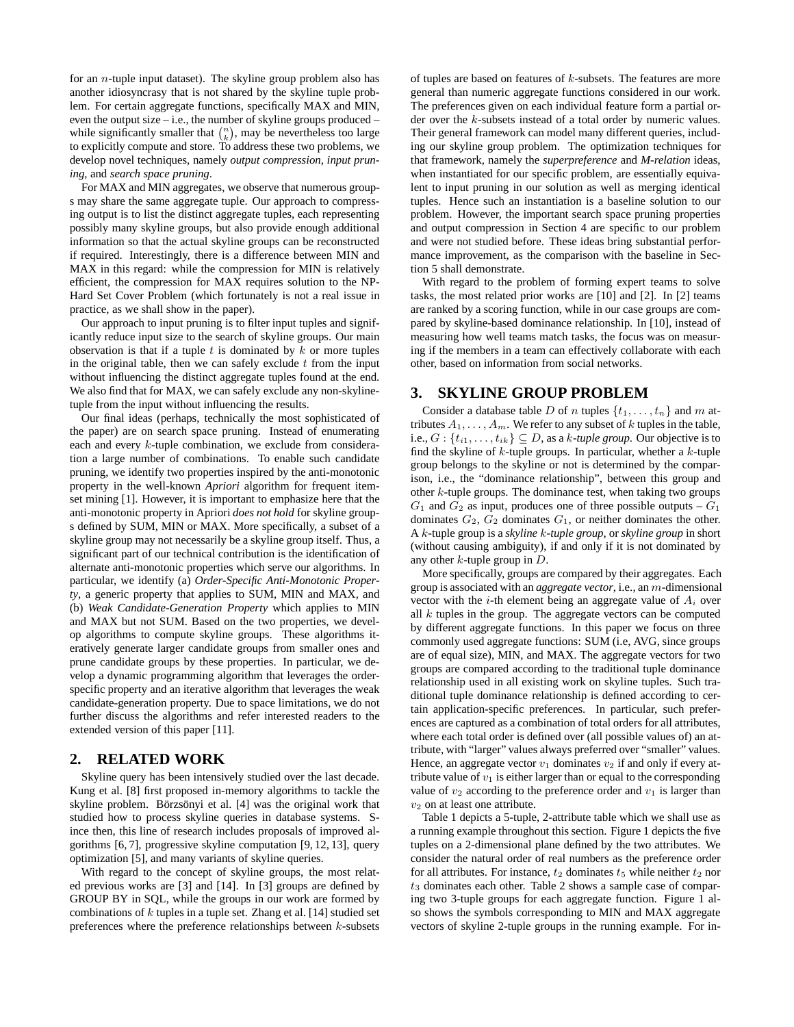for an $n$-tuple input dataset). The skyline group problem also has another idiosyncrasy that is not shared by the skyline tuple problem. For certain aggregate functions, specifically MAX and MIN, even the output size – i.e., the number of skyline groups produced – while significantly smaller that $\binom{n}{k}$, may be nevertheless too large to explicitly compute and store. To address these two problems, we develop novel techniques, namely *output compression*, *input pruning*, and *search space pruning*.

For MAX and MIN aggregates, we observe that numerous groups may share the same aggregate tuple. Our approach to compressing output is to list the distinct aggregate tuples, each representing possibly many skyline groups, but also provide enough additional information so that the actual skyline groups can be reconstructed if required. Interestingly, there is a difference between MIN and MAX in this regard: while the compression for MIN is relatively efficient, the compression for MAX requires solution to the NP-Hard Set Cover Problem (which fortunately is not a real issue in practice, as we shall show in the paper).

Our approach to input pruning is to filter input tuples and significantly reduce input size to the search of skyline groups. Our main observation is that if a tuple $t$ is dominated by $k$ or more tuples in the original table, then we can safely exclude $t$ from the input without influencing the distinct aggregate tuples found at the end. We also find that for MAX, we can safely exclude any non-skyline-tuple from the input without influencing the results.

Our final ideas (perhaps, technically the most sophisticated of the paper) are on search space pruning. Instead of enumerating each and every $k$-tuple combination, we exclude from consideration a large number of combinations. To enable such candidate pruning, we identify two properties inspired by the anti-monotonic property in the well-known *Apriori* algorithm for frequent itemset mining [1]. However, it is important to emphasize here that the anti-monotonic property in Apriori *does not hold* for skyline groups defined by SUM, MIN or MAX. More specifically, a subset of a skyline group may not necessarily be a skyline group itself. Thus, a significant part of our technical contribution is the identification of alternate anti-monotonic properties which serve our algorithms. In particular, we identify (a) *Order-Specific Anti-Monotonic Property*, a generic property that applies to SUM, MIN and MAX, and (b) *Weak Candidate-Generation Property* which applies to MIN and MAX but not SUM. Based on the two properties, we develop algorithms to compute skyline groups. These algorithms iteratively generate larger candidate groups from smaller ones and prune candidate groups by these properties. In particular, we develop a dynamic programming algorithm that leverages the order-specific property and an iterative algorithm that leverages the weak candidate-generation property. Due to space limitations, we do not further discuss the algorithms and refer interested readers to the extended version of this paper [11].

## 2. RELATED WORK

Skyline query has been intensively studied over the last decade. Kung et al. [8] first proposed in-memory algorithms to tackle the skyline problem. Börzsönyi et al. [4] was the original work that studied how to process skyline queries in database systems. Since then, this line of research includes proposals of improved algorithms [6, 7], progressive skyline computation [9, 12, 13], query optimization [5], and many variants of skyline queries.

With regard to the concept of skyline groups, the most related previous works are [3] and [14]. In [3] groups are defined by GROUP BY in SQL, while the groups in our work are formed by combinations of $k$ tuples in a tuple set. Zhang et al. [14] studied set preferences where the preference relationships between $k$-subsets of tuples are based on features of $k$-subsets. The features are more general than numeric aggregate functions considered in our work. The preferences given on each individual feature form a partial order over the $k$-subsets instead of a total order by numeric values. Their general framework can model many different queries, including our skyline group problem. The optimization techniques for that framework, namely the *superpreference* and *M-relation* ideas, when instantiated for our specific problem, are essentially equivalent to input pruning in our solution as well as merging identical tuples. Hence such an instantiation is a baseline solution to our problem. However, the important search space pruning properties and output compression in Section 4 are specific to our problem and were not studied before. These ideas bring substantial performance improvement, as the comparison with the baseline in Section 5 shall demonstrate.

With regard to the problem of forming expert teams to solve tasks, the most related prior works are [10] and [2]. In [2] teams are ranked by a scoring function, while in our case groups are compared by skyline-based dominance relationship. In [10], instead of measuring how well teams match tasks, the focus was on measuring if the members in a team can effectively collaborate with each other, based on information from social networks.

## 3. SKYLINE GROUP PROBLEM

Consider a database table $D$ of $n$ tuples $\{t_1, \ldots, t_n\}$ and $m$ attributes $A_1, \ldots, A_m$. We refer to any subset of $k$ tuples in the table, i.e., $G : \{t_{i1}, \ldots, t_{ik}\} \subseteq D$, as a *$k$-tuple group*. Our objective is to find the skyline of $k$-tuple groups. In particular, whether a $k$-tuple group belongs to the skyline or not is determined by the comparison, i.e., the "dominance relationship", between this group and other $k$-tuple groups. The dominance test, when taking two groups $G_1$ and $G_2$ as input, produces one of three possible outputs – $G_1$ dominates $G_2$, $G_2$ dominates $G_1$, or neither dominates the other. A $k$-tuple group is a ***skyline $k$-tuple group***, or ***skyline group*** in short (without causing ambiguity), if and only if it is not dominated by any other $k$-tuple group in $D$.

More specifically, groups are compared by their aggregates. Each group is associated with an *aggregate vector*, i.e., an $m$-dimensional vector with the $i$-th element being an aggregate value of $A_i$ over all $k$ tuples in the group. The aggregate vectors can be computed by different aggregate functions. In this paper we focus on three commonly used aggregate functions: SUM (i.e, AVG, since groups are of equal size), MIN, and MAX. The aggregate vectors for two groups are compared according to the traditional tuple dominance relationship used in all existing work on skyline tuples. Such traditional tuple dominance relationship is defined according to certain application-specific preferences. In particular, such preferences are captured as a combination of total orders for all attributes, where each total order is defined over (all possible values of) an attribute, with "larger" values always preferred over "smaller" values. Hence, an aggregate vector $v_1$ dominates $v_2$ if and only if every attribute value of $v_1$ is either larger than or equal to the corresponding value of $v_2$ according to the preference order and $v_1$ is larger than $v_2$ on at least one attribute.

Table 1 depicts a 5-tuple, 2-attribute table which we shall use as a running example throughout this section. Figure 1 depicts the five tuples on a 2-dimensional plane defined by the two attributes. We consider the natural order of real numbers as the preference order for all attributes. For instance, $t_2$ dominates $t_5$ while neither $t_2$ nor $t_3$ dominates each other. Table 2 shows a sample case of comparing two 3-tuple groups for each aggregate function. Figure 1 also shows the symbols corresponding to MIN and MAX aggregate vectors of skyline 2-tuple groups in the running example. For in-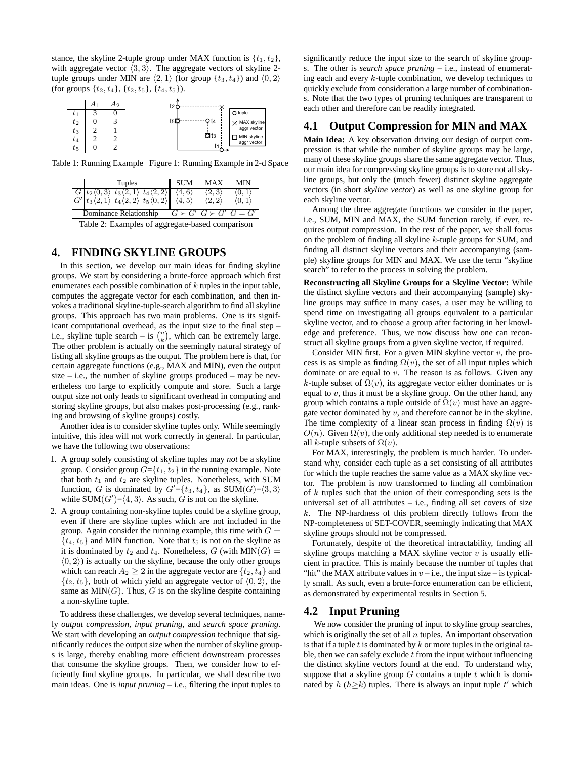stance, the skyline 2-tuple group under MAX function is $\{t_1, t_2\}$, with aggregate vector $\langle 3, 3\rangle$. The aggregate vectors of skyline 2-tuple groups under MIN are $\langle 2, 1\rangle$ (for group $\{t_3, t_4\}$) and $\langle 0, 2\rangle$ (for groups $\{t_2, t_4\}$, $\{t_2, t_5\}$, $\{t_4, t_5\}$).

| | $A_1$ | $A_2$ |
|---|---|---|
| $t_1$ | 3 | 0 |
| $t_2$ | 0 | 3 |
| $t_3$ | 2 | 1 |
| $t_4$ | 2 | 2 |
| $t_5$ | 0 | 2 |

Table 1: Running Example

Figure 1: Running Example in 2-d Space

| | Tuples | SUM | MAX | MIN |
|---|---|---|---|---|
| $G$ | $t_2\langle 0, 3\rangle$ $t_3\langle 2, 1\rangle$ $t_4\langle 2, 2\rangle$ | $\langle 4, 6\rangle$ | $\langle 2, 3\rangle$ | $\langle 0, 1\rangle$ |
| $G'$ | $t_3\langle 2, 1\rangle$ $t_4\langle 2, 2\rangle$ $t_5\langle 0, 2\rangle$ | $\langle 4, 5\rangle$ | $\langle 2, 2\rangle$ | $\langle 0, 1\rangle$ |
| Dominance Relationship | | $G \succ G'$ | $G \succ G'$ | $G = G'$ |

Table 2: Examples of aggregate-based comparison

# 4. FINDING SKYLINE GROUPS

In this section, we develop our main ideas for finding skyline groups. We start by considering a brute-force approach which first enumerates each possible combination of $k$ tuples in the input table, computes the aggregate vector for each combination, and then invokes a traditional skyline-tuple-search algorithm to find all skyline groups. This approach has two main problems. One is its significant computational overhead, as the input size to the final step – i.e., skyline tuple search – is $\binom{n}{k}$, which can be extremely large. The other problem is actually on the seemingly natural strategy of listing all skyline groups as the output. The problem here is that, for certain aggregate functions (e.g., MAX and MIN), even the output size – i.e., the number of skyline groups produced – may be nevertheless too large to explicitly compute and store. Such a large output size not only leads to significant overhead in computing and storing skyline groups, but also makes post-processing (e.g., ranking and browsing of skyline groups) costly.

Another idea is to consider skyline tuples only. While seemingly intuitive, this idea will not work correctly in general. In particular, we have the following two observations:

1. A group solely consisting of skyline tuples may *not* be a skyline group. Consider group $G$=$\{t_1, t_2\}$ in the running example. Note that both $t_1$ and $t_2$ are skyline tuples. Nonetheless, with SUM function, $G$ is dominated by $G'$=$\{t_3, t_4\}$, as SUM($G$)=$\langle 3, 3\rangle$ while SUM($G'$)=$\langle 4, 3\rangle$. As such, $G$ is not on the skyline.
2. A group containing non-skyline tuples could be a skyline group, even if there are skyline tuples which are not included in the group. Again consider the running example, this time with $G = \{t_4, t_5\}$ and MIN function. Note that $t_5$ is not on the skyline as it is dominated by $t_2$ and $t_4$. Nonetheless, $G$ (with MIN($G$) = $\langle 0, 2\rangle$) is actually on the skyline, because the only other groups which can reach $A_2 \geq 2$ in the aggregate vector are $\{t_2, t_4\}$ and $\{t_2, t_5\}$, both of which yield an aggregate vector of $\langle 0, 2\rangle$, the same as MIN($G$). Thus, $G$ is on the skyline despite containing a non-skyline tuple.

To address these challenges, we develop several techniques, namely *output compression*, *input pruning*, and *search space pruning*. We start with developing an *output compression* technique that significantly reduces the output size when the number of skyline groups is large, thereby enabling more efficient downstream processes that consume the skyline groups. Then, we consider how to efficiently find skyline groups. In particular, we shall describe two main ideas. One is *input pruning* – i.e., filtering the input tuples to significantly reduce the input size to the search of skyline groups. The other is *search space pruning* – i.e., instead of enumerating each and every $k$-tuple combination, we develop techniques to quickly exclude from consideration a large number of combinations. Note that the two types of pruning techniques are transparent to each other and therefore can be readily integrated.

## 4.1 Output Compression for MIN and MAX

**Main Idea:** A key observation driving our design of output compression is that while the number of skyline groups may be large, many of these skyline groups share the same aggregate vector. Thus, our main idea for compressing skyline groups is to store not all skyline groups, but only the (much fewer) distinct skyline aggregate vectors (in short *skyline vector*) as well as one skyline group for each skyline vector.

Among the three aggregate functions we consider in the paper, i.e., SUM, MIN and MAX, the SUM function rarely, if ever, requires output compression. In the rest of the paper, we shall focus on the problem of finding all skyline $k$-tuple groups for SUM, and finding all distinct skyline vectors and their accompanying (sample) skyline groups for MIN and MAX. We use the term "skyline search" to refer to the process in solving the problem.

**Reconstructing all Skyline Groups for a Skyline Vector:** While the distinct skyline vectors and their accompanying (sample) skyline groups may suffice in many cases, a user may be willing to spend time on investigating all groups equivalent to a particular skyline vector, and to choose a group after factoring in her knowledge and preference. Thus, we now discuss how one can reconstruct all skyline groups from a given skyline vector, if required.

Consider MIN first. For a given MIN skyline vector $v$, the process is as simple as finding $\Omega(v)$, the set of all input tuples which dominate or are equal to $v$. The reason is as follows. Given any $k$-tuple subset of $\Omega(v)$, its aggregate vector either dominates or is equal to $v$, thus it must be a skyline group. On the other hand, any group which contains a tuple outside of $\Omega(v)$ must have an aggregate vector dominated by $v$, and therefore cannot be in the skyline. The time complexity of a linear scan process in finding $\Omega(v)$ is $O(n)$. Given $\Omega(v)$, the only additional step needed is to enumerate all $k$-tuple subsets of $\Omega(v)$.

For MAX, interestingly, the problem is much harder. To understand why, consider each tuple as a set consisting of all attributes for which the tuple reaches the same value as a MAX skyline vector. The problem is now transformed to finding all combination of $k$ tuples such that the union of their corresponding sets is the universal set of all attributes – i.e., finding all set covers of size $k$. The NP-hardness of this problem directly follows from the NP-completeness of SET-COVER, seemingly indicating that MAX skyline groups should not be compressed.

Fortunately, despite of the theoretical intractability, finding all skyline groups matching a MAX skyline vector $v$ is usually efficient in practice. This is mainly because the number of tuples that "hit" the MAX attribute values in $v$ – i.e., the input size – is typically small. As such, even a brute-force enumeration can be efficient, as demonstrated by experimental results in Section 5.

## 4.2 Input Pruning

We now consider the pruning of input to skyline group searches, which is originally the set of all $n$ tuples. An important observation is that if a tuple $t$ is dominated by $k$ or more tuples in the original table, then we can safely exclude $t$ from the input without influencing the distinct skyline vectors found at the end. To understand why, suppose that a skyline group $G$ contains a tuple $t$ which is dominated by $h$ ($h \geq k$) tuples. There is always an input tuple $t'$ which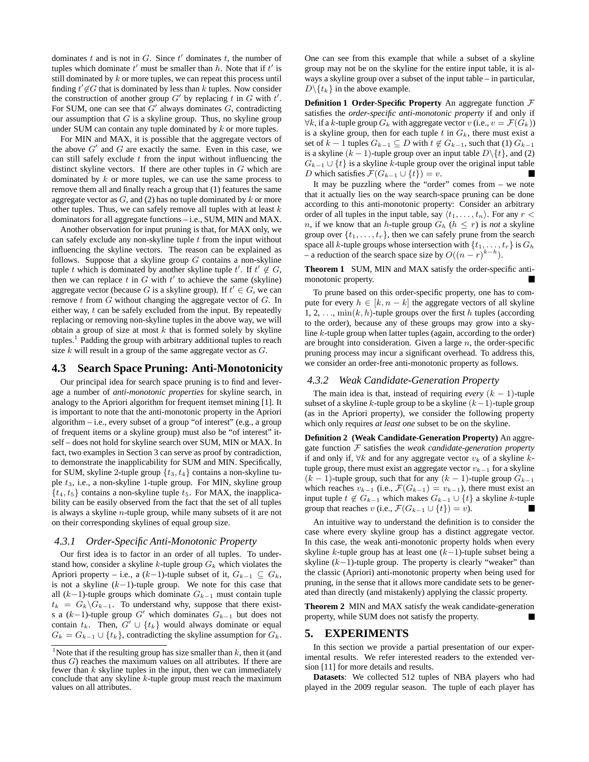dominates $t$ and is not in $G$. Since $t'$ dominates $t$, the number of tuples which dominate $t'$ must be smaller than $h$. Note that if $t'$ is still dominated by $k$ or more tuples, we can repeat this process until finding $t' \notin G$ that is dominated by less than $k$ tuples. Now consider the construction of another group $G'$ by replacing $t$ in $G$ with $t'$. For SUM, one can see that $G'$ always dominates $G$, contradicting our assumption that $G$ is a skyline group. Thus, no skyline group under SUM can contain any tuple dominated by $k$ or more tuples.

For MIN and MAX, it is possible that the aggregate vectors of the above $G'$ and $G$ are exactly the same. Even in this case, we can still safely exclude $t$ from the input without influencing the distinct skyline vectors. If there are other tuples in $G$ which are dominated by $k$ or more tuples, we can use the same process to remove them all and finally reach a group that (1) features the same aggregate vector as $G$, and (2) has no tuple dominated by $k$ or more other tuples. Thus, we can safely remove all tuples with at least $k$ dominators for all aggregate functions – i.e., SUM, MIN and MAX.

Another observation for input pruning is that, for MAX only, we can safely exclude any non-skyline tuple $t$ from the input without influencing the skyline vectors. The reason can be explained as follows. Suppose that a skyline group $G$ contains a non-skyline tuple $t$ which is dominated by another skyline tuple $t'$. If $t' \notin G$, then we can replace $t$ in $G$ with $t'$ to achieve the same (skyline) aggregate vector (because $G$ is a skyline group). If $t' \in G$, we can remove $t$ from $G$ without changing the aggregate vector of $G$. In either way, $t$ can be safely excluded from the input. By repeatedly replacing or removing non-skyline tuples in the above way, we will obtain a group of size at most $k$ that is formed solely by skyline tuples.[1] Padding the group with arbitrary additional tuples to reach size $k$ will result in a group of the same aggregate vector as $G$.

## 4.3 Search Space Pruning: Anti-Monotonicity

Our principal idea for search space pruning is to find and leverage a number of *anti-monotonic properties* for skyline search, in analogy to the Apriori algorithm for frequent itemset mining [1]. It is important to note that the anti-monotonic property in the Apriori algorithm – i.e., every subset of a group "of interest" (e.g., a group of frequent items or a skyline group) must also be "of interest" itself – does not hold for skyline search over SUM, MIN or MAX. In fact, two examples in Section 3 can serve as proof by contradiction, to demonstrate the inapplicability for SUM and MIN. Specifically, for SUM, skyline 2-tuple group $\{t_3, t_4\}$ contains a non-skyline tuple $t_3$, i.e., a non-skyline 1-tuple group. For MIN, skyline group $\{t_4, t_5\}$ contains a non-skyline tuple $t_5$. For MAX, the inapplicability can be easily observed from the fact that the set of all tuples is always a skyline $n$-tuple group, while many subsets of it are not on their corresponding skylines of equal group size.

### 4.3.1 Order-Specific Anti-Monotonic Property

Our first idea is to factor in an order of all tuples. To understand how, consider a skyline $k$-tuple group $G_k$ which violates the Apriori property – i.e., a $(k-1)$-tuple subset of it, $G_{k-1} \subseteq G_k$, is not a skyline $(k-1)$-tuple group. We note for this case that all $(k-1)$-tuple groups which dominate $G_{k-1}$ must contain tuple $t_k = G_k \backslash G_{k-1}$. To understand why, suppose that there exists a $(k-1)$-tuple group $G'$ which dominates $G_{k-1}$ but does not contain $t_k$. Then, $G' \cup \{t_k\}$ would always dominate or equal $G_k = G_{k-1} \cup \{t_k\}$, contradicting the skyline assumption for $G_k$.

[1] Note that if the resulting group has size smaller than $k$, then it (and thus $G$) reaches the maximum values on all attributes. If there are fewer than $k$ skyline tuples in the input, then we can immediately conclude that any skyline $k$-tuple group must reach the maximum values on all attributes.

One can see from this example that while a subset of a skyline group may not be on the skyline for the entire input table, it is always a skyline group over a subset of the input table – in particular, $D \backslash \{t_k\}$ in the above example.

**Definition 1 Order-Specific Property** An aggregate function $\mathcal{F}$ satisfies the *order-specific anti-monotonic property* if and only if $\forall k$, if a $k$-tuple group $G_k$ with aggregate vector $v$ (i.e., $v = \mathcal{F}(G_k)$) is a skyline group, then for each tuple $t$ in $G_k$, there must exist a set of $k-1$ tuples $G_{k-1} \subseteq D$ with $t \notin G_{k-1}$, such that (1) $G_{k-1}$ is a skyline $(k-1)$-tuple group over an input table $D \backslash \{t\}$, and (2) $G_{k-1} \cup \{t\}$ is a skyline $k$-tuple group over the original input table $D$ which satisfies $\mathcal{F}(G_{k-1} \cup \{t\}) = v$. ∎

It may be puzzling where the "order" comes from – we note that it actually lies on the way search-space pruning can be done according to this anti-monotonic property: Consider an arbitrary order of all tuples in the input table, say $\langle t_1, \ldots, t_n \rangle$. For any $r < n$, if we know that an $h$-tuple group $G_h$ ($h \leq r$) is *not* a skyline group over $\{t_1, \ldots, t_r\}$, then we can safely prune from the search space all $k$-tuple groups whose intersection with $\{t_1, \ldots, t_r\}$ is $G_h$ – a reduction of the search space size by $O((n-r)^{k-h})$.

**Theorem 1** SUM, MIN and MAX satisfy the order-specific anti-monotonic property. ∎

To prune based on this order-specific property, one has to compute for every $h \in [k, n-k]$ the aggregate vectors of all skyline 1, 2, ..., $\min(k, h)$-tuple groups over the first $h$ tuples (according to the order), because any of these groups may grow into a skyline $k$-tuple group when latter tuples (again, according to the order) are brought into consideration. Given a large $n$, the order-specific pruning process may incur a significant overhead. To address this, we consider an order-free anti-monotonic property as follows.

### 4.3.2 Weak Candidate-Generation Property

The main idea is that, instead of requiring *every* $(k-1)$-tuple subset of a skyline $k$-tuple group to be a skyline $(k-1)$-tuple group (as in the Apriori property), we consider the following property which only requires *at least one* subset to be on the skyline.

**Definition 2 (Weak Candidate-Generation Property)** An aggregate function $\mathcal{F}$ satisfies the *weak candidate-generation property* if and only if, $\forall k$ and for any aggregate vector $v_k$ of a skyline $k$-tuple group, there must exist an aggregate vector $v_{k-1}$ for a skyline $(k-1)$-tuple group, such that for any $(k-1)$-tuple group $G_{k-1}$ which reaches $v_{k-1}$ (i.e., $\mathcal{F}(G_{k-1}) = v_{k-1}$), there must exist an input tuple $t \notin G_{k-1}$ which makes $G_{k-1} \cup \{t\}$ a skyline $k$-tuple group that reaches $v$ (i.e., $\mathcal{F}(G_{k-1} \cup \{t\}) = v$). ∎

An intuitive way to understand the definition is to consider the case where every skyline group has a distinct aggregate vector. In this case, the weak anti-monotonic property holds when every skyline $k$-tuple group has at least one $(k-1)$-tuple subset being a skyline $(k-1)$-tuple group. The property is clearly "weaker" than the classic (Apriori) anti-monotonic property when being used for pruning, in the sense that it allows more candidate sets to be generated than directly (and mistakenly) applying the classic property.

**Theorem 2** MIN and MAX satisfy the weak candidate-generation property, while SUM does not satisfy the property. ∎

## 5. EXPERIMENTS

In this section we provide a partial presentation of our experimental results. We refer interested readers to the extended version [11] for more details and results.

**Datasets**: We collected 512 tuples of NBA players who had played in the 2009 regular season. The tuple of each player has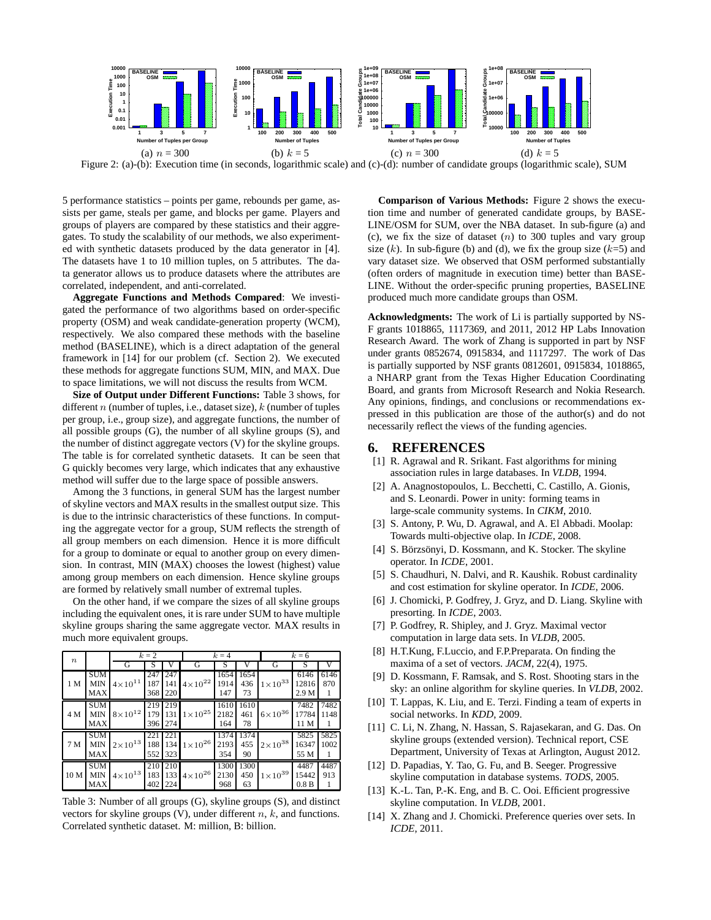10000
BASELINE
OSM
1000
100
10
1
0.1
0.01
0.001
Execution Time
1 3 5 7
Number of Tuples per Group

(a) $n$ = 300

10000
BASELINE
OSM
1000
100
10
1
Execution Time
100 200 300 400 500
Number of Tuples

(b) $k$ = 5

1e+09
BASELINE
OSM
1e+08
1e+07
1e+06
100000
10000
1000
100
10
Total Candidate Groups
1 3 5 7
Number of Tuples per Group

(c) $n$ = 300

1e+08
BASELINE
OSM
1e+07
1e+06
100000
10000
Total Candidate Groups
100 200 300 400 500
Number of Tuples

(d) $k$ = 5

Figure 2: (a)-(b): Execution time (in seconds, logarithmic scale) and (c)-(d): number of candidate groups (logarithmic scale), SUM

5 performance statistics – points per game, rebounds per game, assists per game, steals per game, and blocks per game. Players and groups of players are compared by these statistics and their aggregates. To study the scalability of our methods, we also experimented with synthetic datasets produced by the data generator in [4]. The datasets have 1 to 10 million tuples, on 5 attributes. The data generator allows us to produce datasets where the attributes are correlated, independent, and anti-correlated.

**Aggregate Functions and Methods Compared**: We investigated the performance of two algorithms based on order-specific property (OSM) and weak candidate-generation property (WCM), respectively. We also compared these methods with the baseline method (BASELINE), which is a direct adaptation of the general framework in [14] for our problem (cf. Section 2). We executed these methods for aggregate functions SUM, MIN, and MAX. Due to space limitations, we will not discuss the results from WCM.

**Size of Output under Different Functions:** Table 3 shows, for different $n$ (number of tuples, i.e., dataset size), $k$ (number of tuples per group, i.e., group size), and aggregate functions, the number of all possible groups (G), the number of all skyline groups (S), and the number of distinct aggregate vectors (V) for the skyline groups. The table is for correlated synthetic datasets. It can be seen that G quickly becomes very large, which indicates that any exhaustive method will suffer due to the large space of possible answers.

Among the 3 functions, in general SUM has the largest number of skyline vectors and MAX results in the smallest output size. This is due to the intrinsic characteristics of these functions. In computing the aggregate vector for a group, SUM reflects the strength of all group members on each dimension. Hence it is more difficult for a group to dominate or equal to another group on every dimension. In contrast, MIN (MAX) chooses the lowest (highest) value among group members on each dimension. Hence skyline groups are formed by relatively small number of extremal tuples.

On the other hand, if we compare the sizes of all skyline groups including the equivalent ones, it is rare under SUM to have multiple skyline groups sharing the same aggregate vector. MAX results in much more equivalent groups.

| $n$ | | $k$ = 2 | | | $k$ = 4 | | | $k$ = 6 | | |
|---|---|---|---|---|---|---|---|---|---|---|
| | | G | S | V | G | S | V | G | S | V |
| 1 M | SUM | $4\times10^{11}$ | 247 | 247 | $4\times10^{22}$ | 1654 | 1654 | $1\times10^{33}$ | 6146 | 6146 |
| | MIN | | 187 | 141 | | 1914 | 436 | | 12816 | 870 |
| | MAX | | 368 | 220 | | 147 | 73 | | 2.9 M | 1 |
| 4 M | SUM | $8\times10^{12}$ | 219 | 219 | $1\times10^{25}$ | 1610 | 1610 | $6\times10^{36}$ | 7482 | 7482 |
| | MIN | | 179 | 131 | | 2182 | 461 | | 17784 | 1148 |
| | MAX | | 396 | 274 | | 164 | 78 | | 11 M | 1 |
| 7 M | SUM | $2\times10^{13}$ | 221 | 221 | $1\times10^{26}$ | 1374 | 1374 | $2\times10^{38}$ | 5825 | 5825 |
| | MIN | | 188 | 134 | | 2193 | 455 | | 16347 | 1002 |
| | MAX | | 552 | 323 | | 354 | 90 | | 55 M | 1 |
| 10 M | SUM | $4\times10^{13}$ | 210 | 210 | $4\times10^{26}$ | 1300 | 1300 | $1\times10^{39}$ | 4487 | 4487 |
| | MIN | | 183 | 133 | | 2130 | 450 | | 15442 | 913 |
| | MAX | | 402 | 224 | | 968 | 63 | | 0.8 B | 1 |

Table 3: Number of all groups (G), skyline groups (S), and distinct vectors for skyline groups (V), under different $n$, $k$, and functions. Correlated synthetic dataset. M: million, B: billion.

**Comparison of Various Methods:** Figure 2 shows the execution time and number of generated candidate groups, by BASELINE/OSM for SUM, over the NBA dataset. In sub-figure (a) and (c), we fix the size of dataset ($n$) to 300 tuples and vary group size ($k$). In sub-figure (b) and (d), we fix the group size ($k$=5) and vary dataset size. We observed that OSM performed substantially (often orders of magnitude in execution time) better than BASELINE. Without the order-specific pruning properties, BASELINE produced much more candidate groups than OSM.

**Acknowledgments:** The work of Li is partially supported by NSF grants 1018865, 1117369, and 2011, 2012 HP Labs Innovation Research Award. The work of Zhang is supported in part by NSF under grants 0852674, 0915834, and 1117297. The work of Das is partially supported by NSF grants 0812601, 0915834, 1018865, a NHARP grant from the Texas Higher Education Coordinating Board, and grants from Microsoft Research and Nokia Research. Any opinions, findings, and conclusions or recommendations expressed in this publication are those of the author(s) and do not necessarily reflect the views of the funding agencies.

# 6. REFERENCES

[1] R. Agrawal and R. Srikant. Fast algorithms for mining association rules in large databases. In *VLDB*, 1994.

[2] A. Anagnostopoulos, L. Becchetti, C. Castillo, A. Gionis, and S. Leonardi. Power in unity: forming teams in large-scale community systems. In *CIKM*, 2010.

[3] S. Antony, P. Wu, D. Agrawal, and A. El Abbadi. Moolap: Towards multi-objective olap. In *ICDE*, 2008.

[4] S. Börzsönyi, D. Kossmann, and K. Stocker. The skyline operator. In *ICDE*, 2001.

[5] S. Chaudhuri, N. Dalvi, and R. Kaushik. Robust cardinality and cost estimation for skyline operator. In *ICDE*, 2006.

[6] J. Chomicki, P. Godfrey, J. Gryz, and D. Liang. Skyline with presorting. In *ICDE*, 2003.

[7] P. Godfrey, R. Shipley, and J. Gryz. Maximal vector computation in large data sets. In *VLDB*, 2005.

[8] H.T.Kung, F.Luccio, and F.P.Preparata. On finding the maxima of a set of vectors. *JACM*, 22(4), 1975.

[9] D. Kossmann, F. Ramsak, and S. Rost. Shooting stars in the sky: an online algorithm for skyline queries. In *VLDB*, 2002.

[10] T. Lappas, K. Liu, and E. Terzi. Finding a team of experts in social networks. In *KDD*, 2009.

[11] C. Li, N. Zhang, N. Hassan, S. Rajasekaran, and G. Das. On skyline groups (extended version). Technical report, CSE Department, University of Texas at Arlington, August 2012.

[12] D. Papadias, Y. Tao, G. Fu, and B. Seeger. Progressive skyline computation in database systems. *TODS*, 2005.

[13] K.-L. Tan, P.-K. Eng, and B. C. Ooi. Efficient progressive skyline computation. In *VLDB*, 2001.

[14] X. Zhang and J. Chomicki. Preference queries over sets. In *ICDE*, 2011.